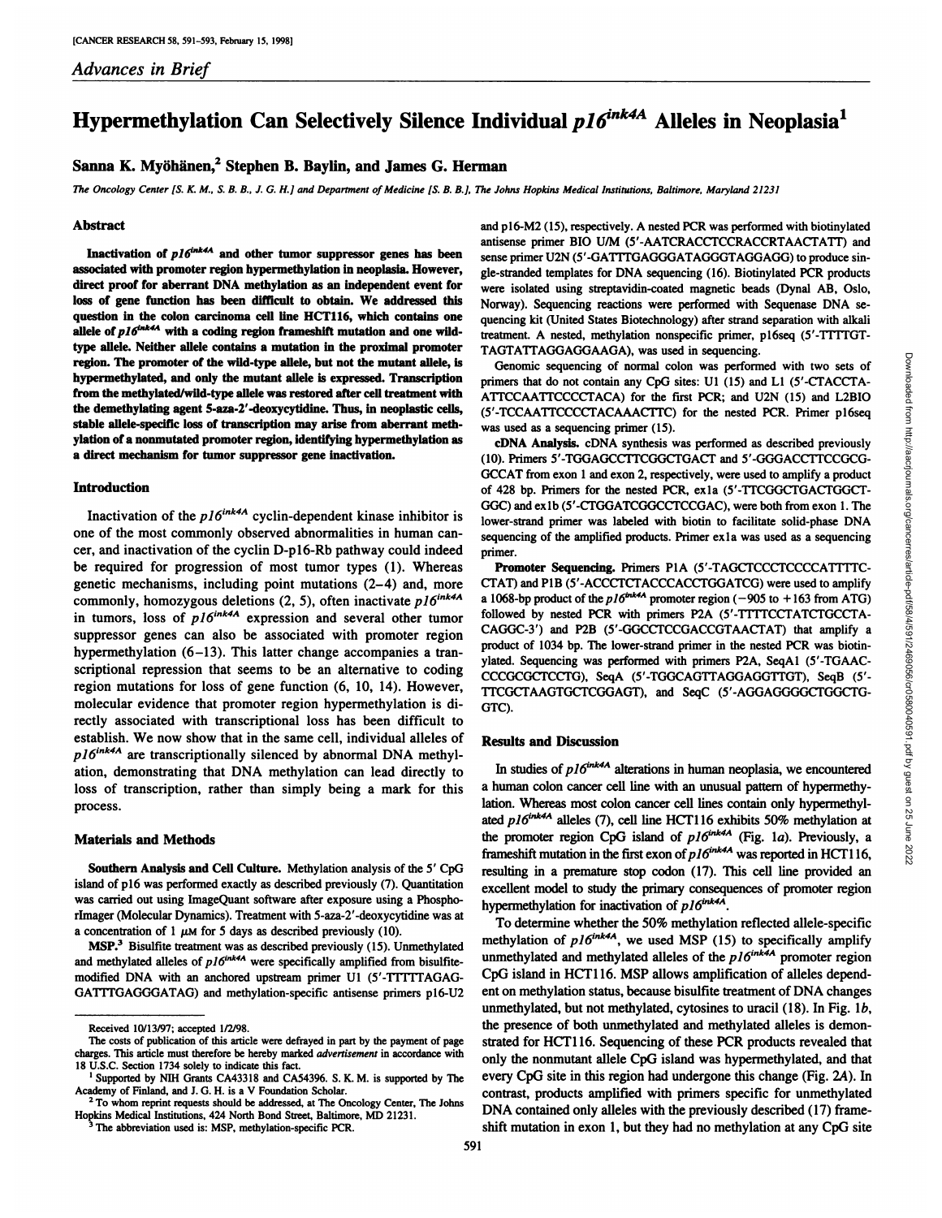*Advances in Brief*

# Hypermethylation Can Selectively Silence Individual $p16^{ink4A}$ Alleles in Neoplasia[1]

**Sanna K. Myöhänen,[2] Stephen B. Baylin, and James G. Herman**

*The Oncology Center [S. K. M., S. B. B., J. G. H.] and Department of Medicine [S. B. B.], The Johns Hopkins Medical Institutions, Baltimore, Maryland 21231*

## Abstract

**Inactivation of $p16^{ink4A}$ and other tumor suppressor genes has been associated with promoter region hypermethylation in neoplasia. However, direct proof for aberrant DNA methylation as an independent event for loss of gene function has been difficult to obtain. We addressed this question in the colon carcinoma cell line HCT116, which contains one allele of $p16^{ink4A}$ with a coding region frameshift mutation and one wild-type allele. Neither allele contains a mutation in the proximal promoter region. The promoter of the wild-type allele, but not the mutant allele, is hypermethylated, and only the mutant allele is expressed. Transcription from the methylated/wild-type allele was restored after cell treatment with the demethylating agent 5-aza-2'-deoxycytidine. Thus, in neoplastic cells, stable allele-specific loss of transcription may arise from aberrant methylation of a nonmutated promoter region, identifying hypermethylation as a direct mechanism for tumor suppressor gene inactivation.**

## Introduction

Inactivation of the $p16^{ink4A}$ cyclin-dependent kinase inhibitor is one of the most commonly observed abnormalities in human cancer, and inactivation of the cyclin D-p16-Rb pathway could indeed be required for progression of most tumor types (1). Whereas genetic mechanisms, including point mutations (2–4) and, more commonly, homozygous deletions (2, 5), often inactivate $p16^{ink4A}$ in tumors, loss of $p16^{ink4A}$ expression and several other tumor suppressor genes can also be associated with promoter region hypermethylation (6–13). This latter change accompanies a transcriptional repression that seems to be an alternative to coding region mutations for loss of gene function (6, 10, 14). However, molecular evidence that promoter region hypermethylation is directly associated with transcriptional loss has been difficult to establish. We now show that in the same cell, individual alleles of $p16^{ink4A}$ are transcriptionally silenced by abnormal DNA methylation, demonstrating that DNA methylation can lead directly to loss of transcription, rather than simply being a mark for this process.

## Materials and Methods

**Southern Analysis and Cell Culture.** Methylation analysis of the 5' CpG island of p16 was performed exactly as described previously (7). Quantitation was carried out using ImageQuant software after exposure using a PhosphorImager (Molecular Dynamics). Treatment with 5-aza-2'-deoxycytidine was at a concentration of 1 μM for 5 days as described previously (10).

**MSP.[3]** Bisulfite treatment was as described previously (15). Unmethylated and methylated alleles of $p16^{ink4A}$ were specifically amplified from bisulfite-modified DNA with an anchored upstream primer U1 (5'-TTTTTAGAGGATTTGAGGGATAG) and methylation-specific antisense primers p16-U2 and p16-M2 (15), respectively. A nested PCR was performed with biotinylated antisense primer BIO U/M (5'-AATCRACCTCCRACCRTAACTATT) and sense primer U2N (5'-GATTTGAGGGATAGGGTAGGAGG) to produce single-stranded templates for DNA sequencing (16). Biotinylated PCR products were isolated using streptavidin-coated magnetic beads (Dynal AB, Oslo, Norway). Sequencing reactions were performed with Sequenase DNA sequencing kit (United States Biotechnology) after strand separation with alkali treatment. A nested, methylation nonspecific primer, p16seq (5'-TTTTGTTAGTATTAGGAGGAAGA), was used in sequencing.

Genomic sequencing of normal colon was performed with two sets of primers that do not contain any CpG sites: U1 (15) and L1 (5'-CTACCTAATTCCAATTCCCCTACA) for the first PCR; and U2N (15) and L2BIO (5'-TCCAATTCCCCTACAAACTTC) for the nested PCR. Primer p16seq was used as a sequencing primer (15).

**cDNA Analysis.** cDNA synthesis was performed as described previously (10). Primers 5'-TGGAGCCTTCGGCTGACT and 5'-GGGACCTTCCGCGGCCAT from exon 1 and exon 2, respectively, were used to amplify a product of 428 bp. Primers for the nested PCR, ex1a (5'-TTCGGCTGACTGGCTGGC) and ex1b (5'-CTGGATCGGCCTCCGAC), were both from exon 1. The lower-strand primer was labeled with biotin to facilitate solid-phase DNA sequencing of the amplified products. Primer ex1a was used as a sequencing primer.

**Promoter Sequencing.** Primers P1A (5'-TAGCTCCCTCCCCATTTTCCTAT) and P1B (5'-ACCCTCTACCCACCTGGATCG) were used to amplify a 1068-bp product of the $p16^{ink4A}$ promoter region (−905 to +163 from ATG) followed by nested PCR with primers P2A (5'-TTTTCCTATCTGCCTACAGGC-3') and P2B (5'-GGCCTCCGACCGTAACTAT) that amplify a product of 1034 bp. The lower-strand primer in the nested PCR was biotinylated. Sequencing was performed with primers P2A, SeqA1 (5'-TGAACCCCGCGCTCCTG), SeqA (5'-TGGCAGTTAGGAGGTTGT), SeqB (5'-TTCGCTAAGTGCTCGGAGT), and SeqC (5'-AGGAGGGGCTGGCTGGTC).

## Results and Discussion

In studies of $p16^{ink4A}$ alterations in human neoplasia, we encountered a human colon cancer cell line with an unusual pattern of hypermethylation. Whereas most colon cancer cell lines contain only hypermethylated $p16^{ink4A}$ alleles (7), cell line HCT116 exhibits 50% methylation at the promoter region CpG island of $p16^{ink4A}$ (Fig. 1*a*). Previously, a frameshift mutation in the first exon of $p16^{ink4A}$ was reported in HCT116, resulting in a premature stop codon (17). This cell line provided an excellent model to study the primary consequences of promoter region hypermethylation for inactivation of $p16^{ink4A}$.

To determine whether the 50% methylation reflected allele-specific methylation of $p16^{ink4A}$, we used MSP (15) to specifically amplify unmethylated and methylated alleles of the $p16^{ink4A}$ promoter region CpG island in HCT116. MSP allows amplification of alleles dependent on methylation status, because bisulfite treatment of DNA changes unmethylated, but not methylated, cytosines to uracil (18). In Fig. 1*b*, the presence of both unmethylated and methylated alleles is demonstrated for HCT116. Sequencing of these PCR products revealed that only the nonmutant allele CpG island was hypermethylated, and that every CpG site in this region had undergone this change (Fig. 2*A*). In contrast, products amplified with primers specific for unmethylated DNA contained only alleles with the previously described (17) frameshift mutation in exon 1, but they had no methylation at any CpG site

---

Received 10/13/97; accepted 1/2/98.

The costs of publication of this article were defrayed in part by the payment of page charges. This article must therefore be hereby marked *advertisement* in accordance with 18 U.S.C. Section 1734 solely to indicate this fact.

[1] Supported by NIH Grants CA43318 and CA54396. S. K. M. is supported by The Academy of Finland, and J. G. H. is a V Foundation Scholar.

[2] To whom reprint requests should be addressed, at The Oncology Center, The Johns Hopkins Medical Institutions, 424 North Bond Street, Baltimore, MD 21231.

[3] The abbreviation used is: MSP, methylation-specific PCR.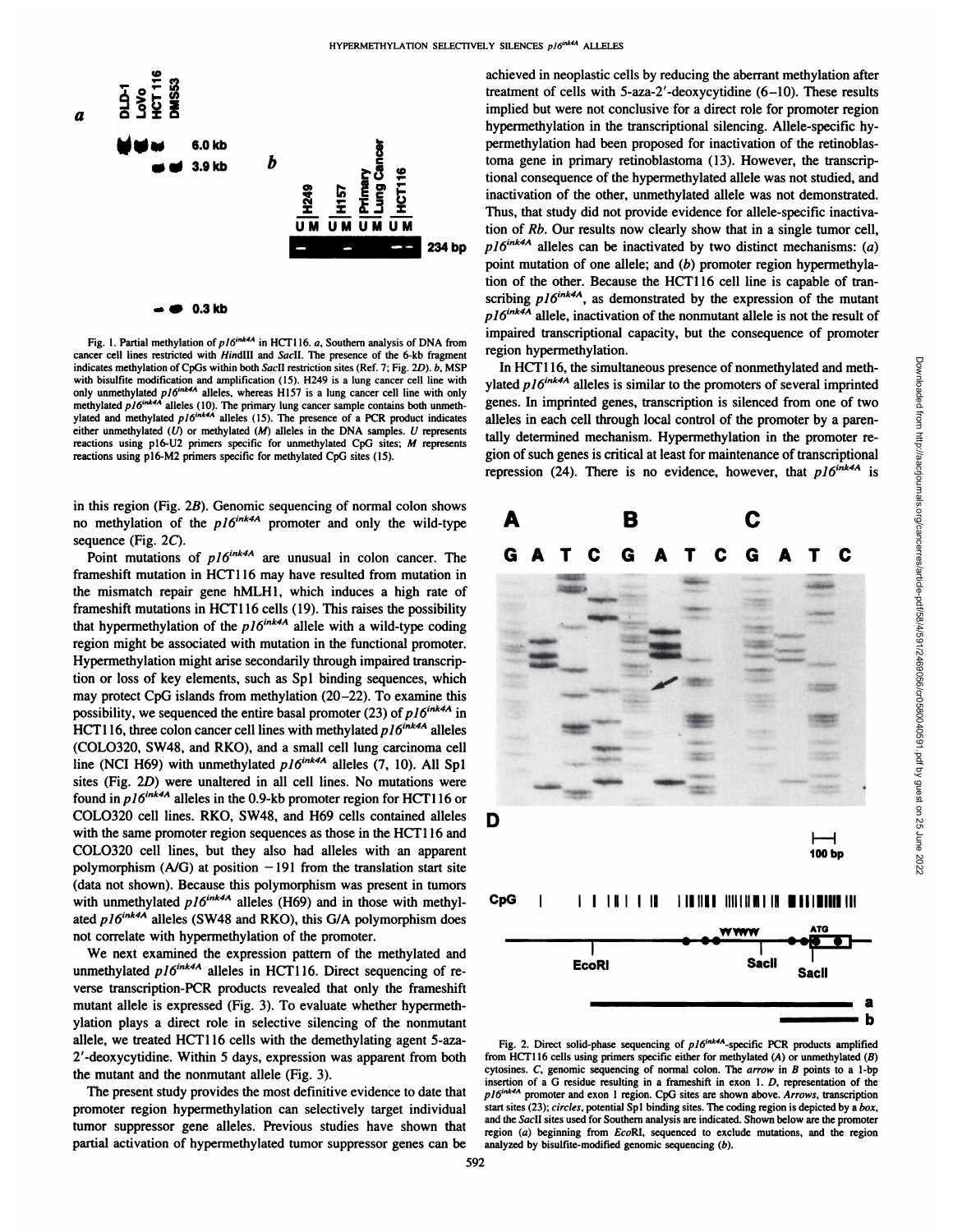Fig. 1. Partial methylation of $p16^{ink4A}$ in HCT116. *a*, Southern analysis of DNA from cancer cell lines restricted with *Hin*dIII and *Sac*II. The presence of the 6-kb fragment indicates methylation of CpGs within both *Sac*II restriction sites (Ref. 7; Fig. 2*D*). *b*, MSP with bisulfite modification and amplification (15). H249 is a lung cancer cell line with only unmethylated $p16^{ink4A}$ alleles, whereas H157 is a lung cancer cell line with only methylated $p16^{ink4A}$ alleles (10). The primary lung cancer sample contains both unmethylated and methylated $p16^{ink4A}$ alleles (15). The presence of a PCR product indicates either unmethylated (*U*) or methylated (*M*) alleles in the DNA samples. *U* represents reactions using p16-U2 primers specific for unmethylated CpG sites; *M* represents reactions using p16-M2 primers specific for methylated CpG sites (15).

in this region (Fig. 2*B*). Genomic sequencing of normal colon shows no methylation of the $p16^{ink4A}$ promoter and only the wild-type sequence (Fig. 2*C*).

Point mutations of $p16^{ink4A}$ are unusual in colon cancer. The frameshift mutation in HCT116 may have resulted from mutation in the mismatch repair gene hMLH1, which induces a high rate of frameshift mutations in HCT116 cells (19). This raises the possibility that hypermethylation of the $p16^{ink4A}$ allele with a wild-type coding region might be associated with mutation in the functional promoter. Hypermethylation might arise secondarily through impaired transcription or loss of key elements, such as Sp1 binding sequences, which may protect CpG islands from methylation (20–22). To examine this possibility, we sequenced the entire basal promoter (23) of $p16^{ink4A}$ in HCT116, three colon cancer cell lines with methylated $p16^{ink4A}$ alleles (COLO320, SW48, and RKO), and a small cell lung carcinoma cell line (NCI H69) with unmethylated $p16^{ink4A}$ alleles (7, 10). All Sp1 sites (Fig. 2*D*) were unaltered in all cell lines. No mutations were found in $p16^{ink4A}$ alleles in the 0.9-kb promoter region for HCT116 or COLO320 cell lines. RKO, SW48, and H69 cells contained alleles with the same promoter region sequences as those in the HCT116 and COLO320 cell lines, but they also had alleles with an apparent polymorphism (A/G) at position −191 from the translation start site (data not shown). Because this polymorphism was present in tumors with unmethylated $p16^{ink4A}$ alleles (H69) and in those with methylated $p16^{ink4A}$ alleles (SW48 and RKO), this G/A polymorphism does not correlate with hypermethylation of the promoter.

We next examined the expression pattern of the methylated and unmethylated $p16^{ink4A}$ alleles in HCT116. Direct sequencing of reverse transcription-PCR products revealed that only the frameshift mutant allele is expressed (Fig. 3). To evaluate whether hypermethylation plays a direct role in selective silencing of the nonmutant allele, we treated HCT116 cells with the demethylating agent 5-aza-2′-deoxycytidine. Within 5 days, expression was apparent from both the mutant and the nonmutant allele (Fig. 3).

The present study provides the most definitive evidence to date that promoter region hypermethylation can selectively target individual tumor suppressor gene alleles. Previous studies have shown that partial activation of hypermethylated tumor suppressor genes can be achieved in neoplastic cells by reducing the aberrant methylation after treatment of cells with 5-aza-2′-deoxycytidine (6–10). These results implied but were not conclusive for a direct role for promoter region hypermethylation in the transcriptional silencing. Allele-specific hypermethylation had been proposed for inactivation of the retinoblastoma gene in primary retinoblastoma (13). However, the transcriptional consequence of the hypermethylated allele was not studied, and inactivation of the other, unmethylated allele was not demonstrated. Thus, that study did not provide evidence for allele-specific inactivation of *Rb*. Our results now clearly show that in a single tumor cell, $p16^{ink4A}$ alleles can be inactivated by two distinct mechanisms: (*a*) point mutation of one allele; and (*b*) promoter region hypermethylation of the other. Because the HCT116 cell line is capable of transcribing $p16^{ink4A}$, as demonstrated by the expression of the mutant $p16^{ink4A}$ allele, inactivation of the nonmutant allele is not the result of impaired transcriptional capacity, but the consequence of promoter region hypermethylation.

In HCT116, the simultaneous presence of nonmethylated and methylated $p16^{ink4A}$ alleles is similar to the promoters of several imprinted genes. In imprinted genes, transcription is silenced from one of two alleles in each cell through local control of the promoter by a parentally determined mechanism. Hypermethylation in the promoter region of such genes is critical at least for maintenance of transcriptional repression (24). There is no evidence, however, that $p16^{ink4A}$ is

Fig. 2. Direct solid-phase sequencing of $p16^{ink4A}$-specific PCR products amplified from HCT116 cells using primers specific either for methylated (*A*) or unmethylated (*B*) cytosines. *C*, genomic sequencing of normal colon. The *arrow* in *B* points to a 1-bp insertion of a G residue resulting in a frameshift in exon 1. *D*, representation of the $p16^{ink4A}$ promoter and exon 1 region. CpG sites are shown above. *Arrows*, transcription start sites (23); *circles*, potential Sp1 binding sites. The coding region is depicted by a *box*, and the *Sac*II sites used for Southern analysis are indicated. Shown below are the promoter region (*a*) beginning from *Eco*RI, sequenced to exclude mutations, and the region analyzed by bisulfite-modified genomic sequencing (*b*).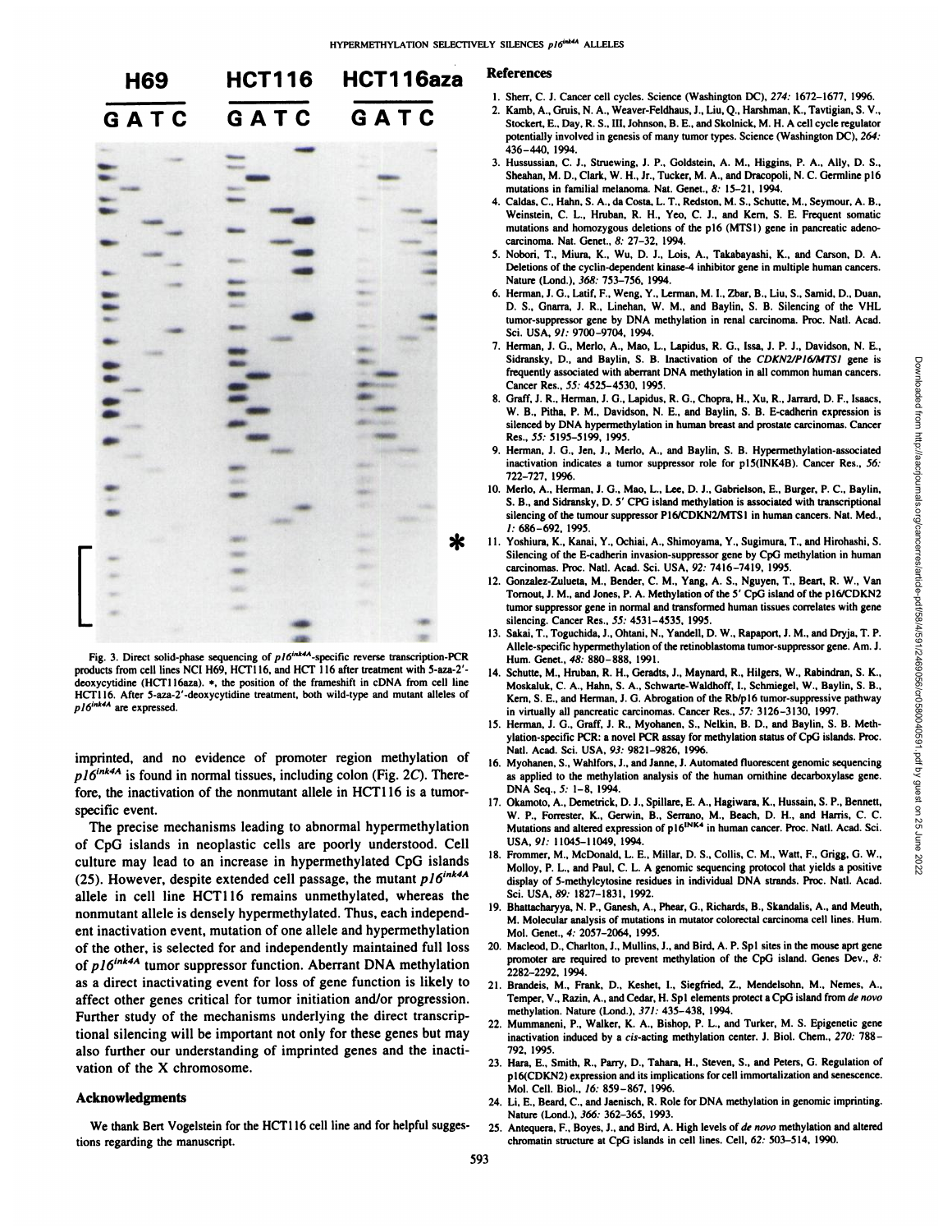H69 HCT116 HCT116aza

GATC GATC GATC

*

Fig. 3. Direct solid-phase sequencing of $p16^{ink4A}$-specific reverse transcription-PCR products from cell lines NCI H69, HCT116, and HCT 116 after treatment with 5-aza-2'-deoxycytidine (HCT116aza). *, the position of the frameshift in cDNA from cell line HCT116. After 5-aza-2'-deoxycytidine treatment, both wild-type and mutant alleles of $p16^{ink4A}$ are expressed.

imprinted, and no evidence of promoter region methylation of $p16^{ink4A}$ is found in normal tissues, including colon (Fig. 2C). Therefore, the inactivation of the nonmutant allele in HCT116 is a tumor-specific event.

The precise mechanisms leading to abnormal hypermethylation of CpG islands in neoplastic cells are poorly understood. Cell culture may lead to an increase in hypermethylated CpG islands (25). However, despite extended cell passage, the mutant $p16^{ink4A}$ allele in cell line HCT116 remains unmethylated, whereas the nonmutant allele is densely hypermethylated. Thus, each independent inactivation event, mutation of one allele and hypermethylation of the other, is selected for and independently maintained full loss of $p16^{ink4A}$ tumor suppressor function. Aberrant DNA methylation as a direct inactivating event for loss of gene function is likely to affect other genes critical for tumor initiation and/or progression. Further study of the mechanisms underlying the direct transcriptional silencing will be important not only for these genes but may also further our understanding of imprinted genes and the inactivation of the X chromosome.

## Acknowledgments

We thank Bert Vogelstein for the HCT116 cell line and for helpful suggestions regarding the manuscript.

## References

1. Sherr, C. J. Cancer cell cycles. Science (Washington DC), *274:* 1672–1677, 1996.
2. Kamb, A., Gruis, N. A., Weaver-Feldhaus, J., Liu, Q., Harshman, K., Tavtigian, S. V., Stockert, E., Day, R. S., III, Johnson, B. E., and Skolnick, M. H. A cell cycle regulator potentially involved in genesis of many tumor types. Science (Washington DC), *264:* 436–440, 1994.
3. Hussussian, C. J., Struewing, J. P., Goldstein, A. M., Higgins, P. A., Ally, D. S., Sheahan, M. D., Clark, W. H., Jr., Tucker, M. A., and Dracopoli, N. C. Germline p16 mutations in familial melanoma. Nat. Genet., *8:* 15–21, 1994.
4. Caldas, C., Hahn, S. A., da Costa, L. T., Redston, M. S., Schutte, M., Seymour, A. B., Weinstein, C. L., Hruban, R. H., Yeo, C. J., and Kern, S. E. Frequent somatic mutations and homozygous deletions of the p16 (MTS1) gene in pancreatic adenocarcinoma. Nat. Genet., *8:* 27–32, 1994.
5. Nobori, T., Miura, K., Wu, D. J., Lois, A., Takabayashi, K., and Carson, D. A. Deletions of the cyclin-dependent kinase-4 inhibitor gene in multiple human cancers. Nature (Lond.), *368:* 753–756, 1994.
6. Herman, J. G., Latif, F., Weng, Y., Lerman, M. I., Zbar, B., Liu, S., Samid, D., Duan, D. S., Gnarra, J. R., Linehan, W. M., and Baylin, S. B. Silencing of the VHL tumor-suppressor gene by DNA methylation in renal carcinoma. Proc. Natl. Acad. Sci. USA, *91:* 9700–9704, 1994.
7. Herman, J. G., Merlo, A., Mao, L., Lapidus, R. G., Issa, J. P. J., Davidson, N. E., Sidransky, D., and Baylin, S. B. Inactivation of the *CDKN2/P16/MTS1* gene is frequently associated with aberrant DNA methylation in all common human cancers. Cancer Res., *55:* 4525–4530, 1995.
8. Graff, J. R., Herman, J. G., Lapidus, R. G., Chopra, H., Xu, R., Jarrard, D. F., Isaacs, W. B., Pitha, P. M., Davidson, N. E., and Baylin, S. B. E-cadherin expression is silenced by DNA hypermethylation in human breast and prostate carcinomas. Cancer Res., *55:* 5195–5199, 1995.
9. Herman, J. G., Jen, J., Merlo, A., and Baylin, S. B. Hypermethylation-associated inactivation indicates a tumor suppressor role for p15(INK4B). Cancer Res., *56:* 722–727, 1996.
10. Merlo, A., Herman, J. G., Mao, L., Lee, D. J., Gabrielson, E., Burger, P. C., Baylin, S. B., and Sidransky, D. 5' CPG island methylation is associated with transcriptional silencing of the tumour suppressor P16/CDKN2/MTS1 in human cancers. Nat. Med., *1:* 686–692, 1995.
11. Yoshiura, K., Kanai, Y., Ochiai, A., Shimoyama, Y., Sugimura, T., and Hirohashi, S. Silencing of the E-cadherin invasion-suppressor gene by CpG methylation in human carcinomas. Proc. Natl. Acad. Sci. USA, *92:* 7416–7419, 1995.
12. Gonzalez-Zulueta, M., Bender, C. M., Yang, A. S., Nguyen, T., Beart, R. W., Van Tornout, J. M., and Jones, P. A. Methylation of the 5' CpG island of the p16/CDKN2 tumor suppressor gene in normal and transformed human tissues correlates with gene silencing. Cancer Res., *55:* 4531–4535, 1995.
13. Sakai, T., Toguchida, J., Ohtani, N., Yandell, D. W., Rapaport, J. M., and Dryja, T. P. Allele-specific hypermethylation of the retinoblastoma tumor-suppressor gene. Am. J. Hum. Genet., *48:* 880–888, 1991.
14. Schutte, M., Hruban, R. H., Geradts, J., Maynard, R., Hilgers, W., Rabindran, S. K., Moskaluk, C. A., Hahn, S. A., Schwarte-Waldhoff, I., Schmiegel, W., Baylin, S. B., Kern, S. E., and Herman, J. G. Abrogation of the Rb/p16 tumor-suppressive pathway in virtually all pancreatic carcinomas. Cancer Res., *57:* 3126–3130, 1997.
15. Herman, J. G., Graff, J. R., Myohanen, S., Nelkin, B. D., and Baylin, S. B. Methylation-specific PCR: a novel PCR assay for methylation status of CpG islands. Proc. Natl. Acad. Sci. USA, *93:* 9821–9826, 1996.
16. Myohanen, S., Wahlfors, J., and Janne, J. Automated fluorescent genomic sequencing as applied to the methylation analysis of the human ornithine decarboxylase gene. DNA Seq., *5:* 1–8, 1994.
17. Okamoto, A., Demetrick, D. J., Spillare, E. A., Hagiwara, K., Hussain, S. P., Bennett, W. P., Forrester, K., Gerwin, B., Serrano, M., Beach, D. H., and Harris, C. C. Mutations and altered expression of p16$^{INK4}$ in human cancer. Proc. Natl. Acad. Sci. USA, *91:* 11045–11049, 1994.
18. Frommer, M., McDonald, L. E., Millar, D. S., Collis, C. M., Watt, F., Grigg, G. W., Molloy, P. L., and Paul, C. L. A genomic sequencing protocol that yields a positive display of 5-methylcytosine residues in individual DNA strands. Proc. Natl. Acad. Sci. USA, *89:* 1827–1831, 1992.
19. Bhattacharyya, N. P., Ganesh, A., Phear, G., Richards, B., Skandalis, A., and Meuth, M. Molecular analysis of mutations in mutator colorectal carcinoma cell lines. Hum. Mol. Genet., *4:* 2057–2064, 1995.
20. Macleod, D., Charlton, J., Mullins, J., and Bird, A. P. Sp1 sites in the mouse aprt gene promoter are required to prevent methylation of the CpG island. Genes Dev., *8:* 2282–2292, 1994.
21. Brandeis, M., Frank, D., Keshet, I., Siegfried, Z., Mendelsohn, M., Nemes, A., Temper, V., Razin, A., and Cedar, H. Sp1 elements protect a CpG island from *de novo* methylation. Nature (Lond.), *371:* 435–438, 1994.
22. Mummaneni, P., Walker, K. A., Bishop, P. L., and Turker, M. S. Epigenetic gene inactivation induced by a *cis*-acting methylation center. J. Biol. Chem., *270:* 788–792, 1995.
23. Hara, E., Smith, R., Parry, D., Tahara, H., Steven, S., and Peters, G. Regulation of p16(CDKN2) expression and its implications for cell immortalization and senescence. Mol. Cell. Biol., *16:* 859–867, 1996.
24. Li, E., Beard, C., and Jaenisch, R. Role for DNA methylation in genomic imprinting. Nature (Lond.), *366:* 362–365, 1993.
25. Antequera, F., Boyes, J., and Bird, A. High levels of *de novo* methylation and altered chromatin structure at CpG islands in cell lines. Cell, *62:* 503–514, 1990.